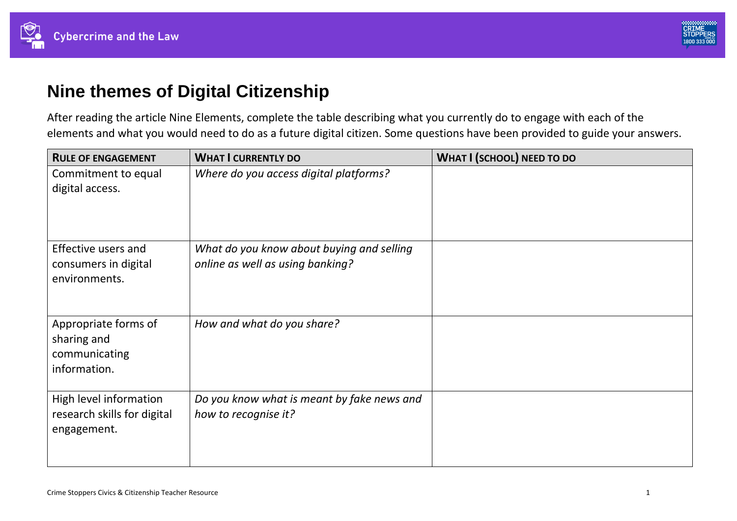# Nine themes of Digital Citizenship

After reading the article Nine Elements, complete the table describing what you currently do to engage with each of the elements and what you would need to do as a future digital citizen. Some questions have been provided to guide your answers.

| **Rule of Engagement** | **What I currently do** | **What I (school) need to do** |
|---|---|---|
| Commitment to equal digital access. | *Where do you access digital platforms?* | |
| Effective users and consumers in digital environments. | *What do you know about buying and selling online as well as using banking?* | |
| Appropriate forms of sharing and communicating information. | *How and what do you share?* | |
| High level information research skills for digital engagement. | *Do you know what is meant by fake news and how to recognise it?* | |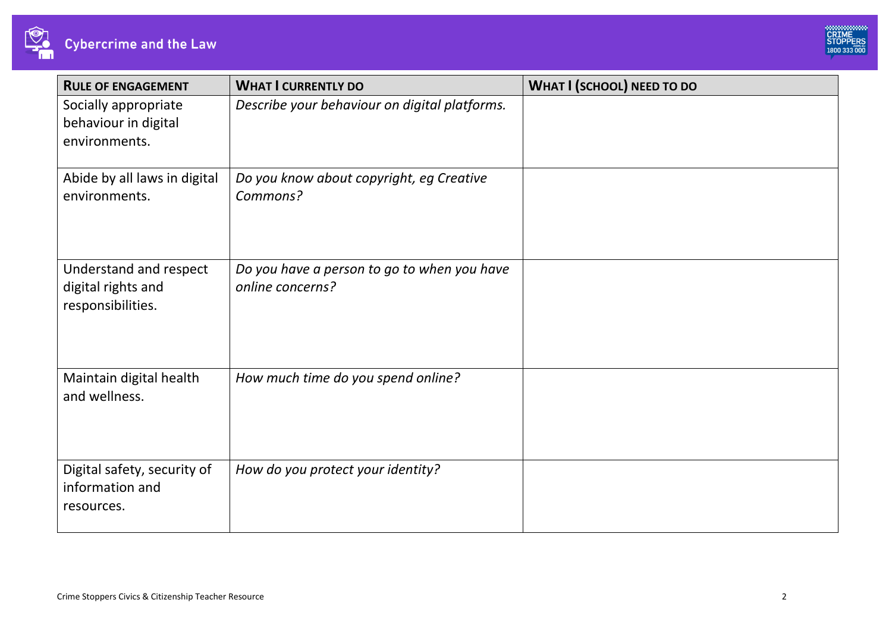| **Rule of engagement** | **What I currently do** | **What I (school) need to do** |
|---|---|---|
| Socially appropriate behaviour in digital environments. | *Describe your behaviour on digital platforms.* | |
| Abide by all laws in digital environments. | *Do you know about copyright, eg Creative Commons?* | |
| Understand and respect digital rights and responsibilities. | *Do you have a person to go to when you have online concerns?* | |
| Maintain digital health and wellness. | *How much time do you spend online?* | |
| Digital safety, security of information and resources. | *How do you protect your identity?* | |